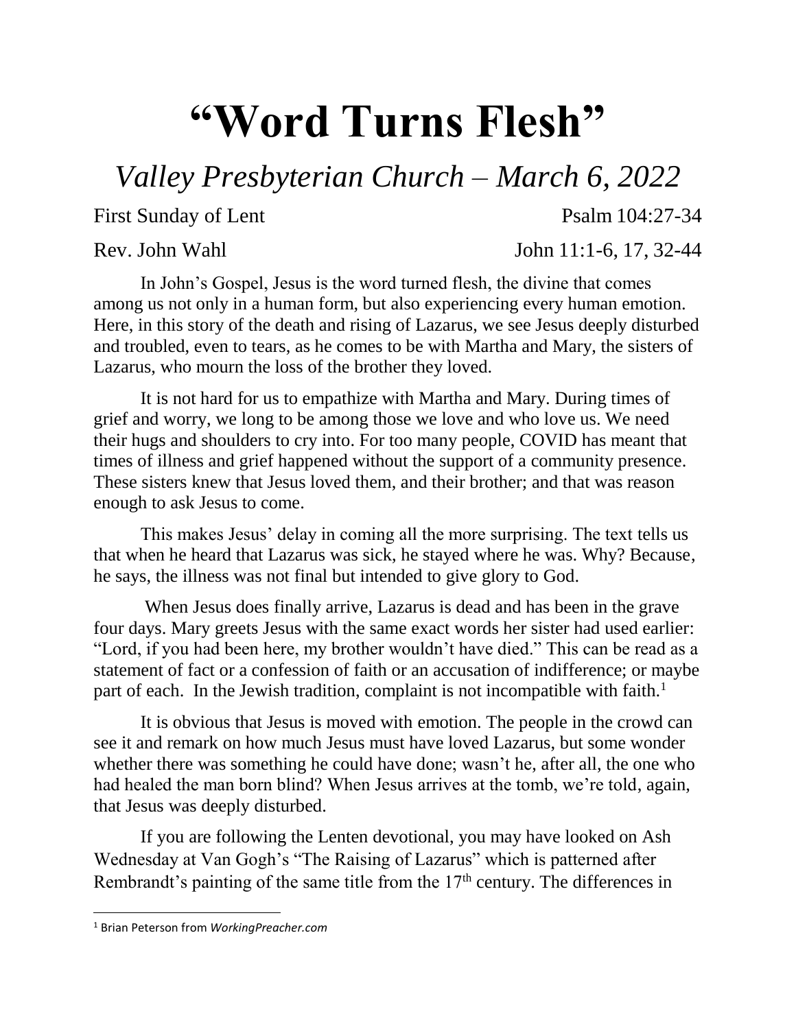# "Word Turns Flesh"

## *Valley Presbyterian Church – March 6, 2022*

First Sunday of Lent — Psalm 104:27-34

Rev. John Wahl — John 11:1-6, 17, 32-44

In John's Gospel, Jesus is the word turned flesh, the divine that comes among us not only in a human form, but also experiencing every human emotion. Here, in this story of the death and rising of Lazarus, we see Jesus deeply disturbed and troubled, even to tears, as he comes to be with Martha and Mary, the sisters of Lazarus, who mourn the loss of the brother they loved.

It is not hard for us to empathize with Martha and Mary. During times of grief and worry, we long to be among those we love and who love us. We need their hugs and shoulders to cry into. For too many people, COVID has meant that times of illness and grief happened without the support of a community presence. These sisters knew that Jesus loved them, and their brother; and that was reason enough to ask Jesus to come.

This makes Jesus' delay in coming all the more surprising. The text tells us that when he heard that Lazarus was sick, he stayed where he was. Why? Because, he says, the illness was not final but intended to give glory to God.

When Jesus does finally arrive, Lazarus is dead and has been in the grave four days. Mary greets Jesus with the same exact words her sister had used earlier: "Lord, if you had been here, my brother wouldn't have died." This can be read as a statement of fact or a confession of faith or an accusation of indifference; or maybe part of each. In the Jewish tradition, complaint is not incompatible with faith.[1]

It is obvious that Jesus is moved with emotion. The people in the crowd can see it and remark on how much Jesus must have loved Lazarus, but some wonder whether there was something he could have done; wasn't he, after all, the one who had healed the man born blind? When Jesus arrives at the tomb, we're told, again, that Jesus was deeply disturbed.

If you are following the Lenten devotional, you may have looked on Ash Wednesday at Van Gogh's "The Raising of Lazarus" which is patterned after Rembrandt's painting of the same title from the 17th century. The differences in

---

[1] Brian Peterson from *WorkingPreacher.com*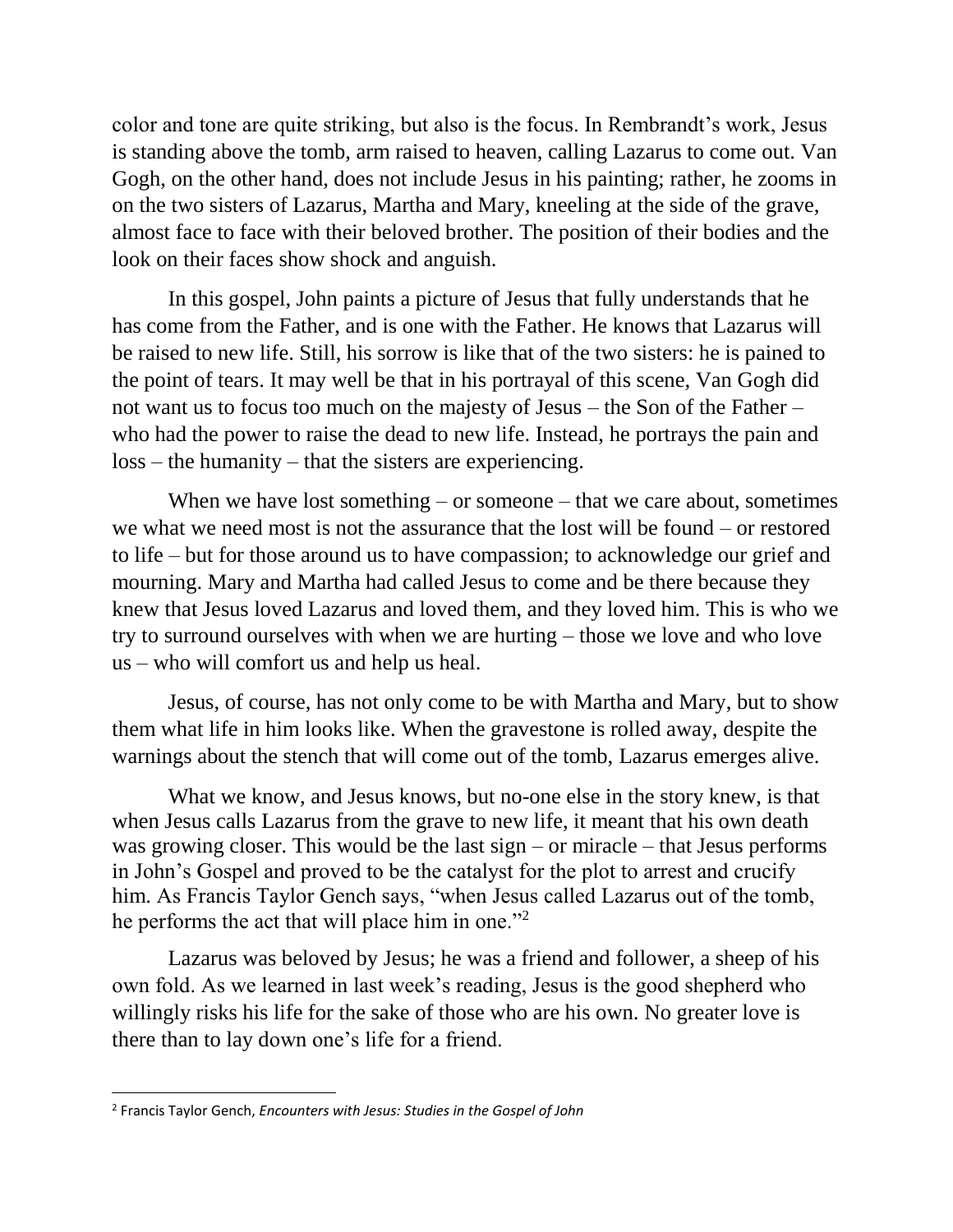color and tone are quite striking, but also is the focus. In Rembrandt's work, Jesus is standing above the tomb, arm raised to heaven, calling Lazarus to come out. Van Gogh, on the other hand, does not include Jesus in his painting; rather, he zooms in on the two sisters of Lazarus, Martha and Mary, kneeling at the side of the grave, almost face to face with their beloved brother. The position of their bodies and the look on their faces show shock and anguish.

In this gospel, John paints a picture of Jesus that fully understands that he has come from the Father, and is one with the Father. He knows that Lazarus will be raised to new life. Still, his sorrow is like that of the two sisters: he is pained to the point of tears. It may well be that in his portrayal of this scene, Van Gogh did not want us to focus too much on the majesty of Jesus – the Son of the Father – who had the power to raise the dead to new life. Instead, he portrays the pain and loss – the humanity – that the sisters are experiencing.

When we have lost something – or someone – that we care about, sometimes we what we need most is not the assurance that the lost will be found – or restored to life – but for those around us to have compassion; to acknowledge our grief and mourning. Mary and Martha had called Jesus to come and be there because they knew that Jesus loved Lazarus and loved them, and they loved him. This is who we try to surround ourselves with when we are hurting – those we love and who love us – who will comfort us and help us heal.

Jesus, of course, has not only come to be with Martha and Mary, but to show them what life in him looks like. When the gravestone is rolled away, despite the warnings about the stench that will come out of the tomb, Lazarus emerges alive.

What we know, and Jesus knows, but no-one else in the story knew, is that when Jesus calls Lazarus from the grave to new life, it meant that his own death was growing closer. This would be the last sign – or miracle – that Jesus performs in John's Gospel and proved to be the catalyst for the plot to arrest and crucify him. As Francis Taylor Gench says, "when Jesus called Lazarus out of the tomb, he performs the act that will place him in one."[2]

Lazarus was beloved by Jesus; he was a friend and follower, a sheep of his own fold. As we learned in last week's reading, Jesus is the good shepherd who willingly risks his life for the sake of those who are his own. No greater love is there than to lay down one's life for a friend.

---

[2] Francis Taylor Gench, *Encounters with Jesus: Studies in the Gospel of John*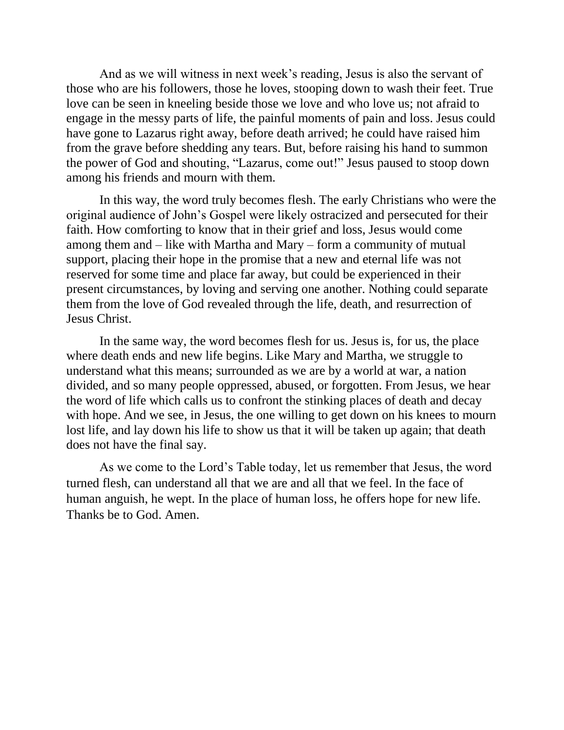And as we will witness in next week's reading, Jesus is also the servant of those who are his followers, those he loves, stooping down to wash their feet. True love can be seen in kneeling beside those we love and who love us; not afraid to engage in the messy parts of life, the painful moments of pain and loss. Jesus could have gone to Lazarus right away, before death arrived; he could have raised him from the grave before shedding any tears. But, before raising his hand to summon the power of God and shouting, "Lazarus, come out!" Jesus paused to stoop down among his friends and mourn with them.

In this way, the word truly becomes flesh. The early Christians who were the original audience of John's Gospel were likely ostracized and persecuted for their faith. How comforting to know that in their grief and loss, Jesus would come among them and – like with Martha and Mary – form a community of mutual support, placing their hope in the promise that a new and eternal life was not reserved for some time and place far away, but could be experienced in their present circumstances, by loving and serving one another. Nothing could separate them from the love of God revealed through the life, death, and resurrection of Jesus Christ.

In the same way, the word becomes flesh for us. Jesus is, for us, the place where death ends and new life begins. Like Mary and Martha, we struggle to understand what this means; surrounded as we are by a world at war, a nation divided, and so many people oppressed, abused, or forgotten. From Jesus, we hear the word of life which calls us to confront the stinking places of death and decay with hope. And we see, in Jesus, the one willing to get down on his knees to mourn lost life, and lay down his life to show us that it will be taken up again; that death does not have the final say.

As we come to the Lord's Table today, let us remember that Jesus, the word turned flesh, can understand all that we are and all that we feel. In the face of human anguish, he wept. In the place of human loss, he offers hope for new life. Thanks be to God. Amen.